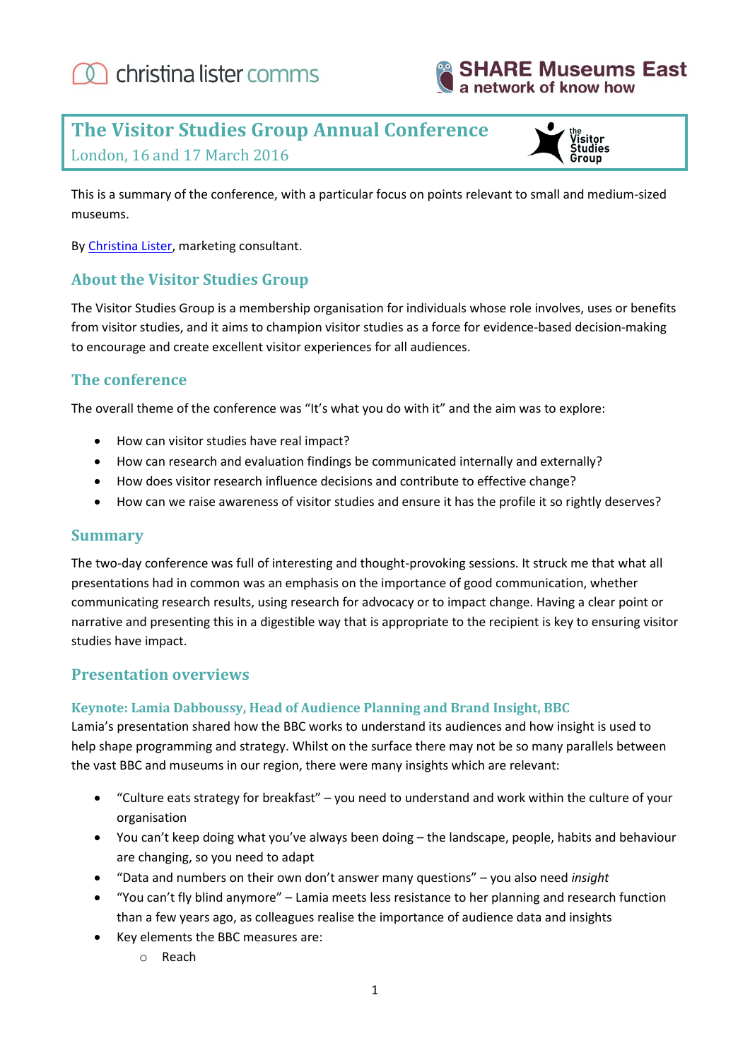christina lister comms

SHARE Museums East
a network of know how

# The Visitor Studies Group Annual Conference

London, 16 and 17 March 2016

This is a summary of the conference, with a particular focus on points relevant to small and medium-sized museums.

By Christina Lister, marketing consultant.

## About the Visitor Studies Group

The Visitor Studies Group is a membership organisation for individuals whose role involves, uses or benefits from visitor studies, and it aims to champion visitor studies as a force for evidence-based decision-making to encourage and create excellent visitor experiences for all audiences.

## The conference

The overall theme of the conference was "It's what you do with it" and the aim was to explore:

- How can visitor studies have real impact?
- How can research and evaluation findings be communicated internally and externally?
- How does visitor research influence decisions and contribute to effective change?
- How can we raise awareness of visitor studies and ensure it has the profile it so rightly deserves?

## Summary

The two-day conference was full of interesting and thought-provoking sessions. It struck me that what all presentations had in common was an emphasis on the importance of good communication, whether communicating research results, using research for advocacy or to impact change. Having a clear point or narrative and presenting this in a digestible way that is appropriate to the recipient is key to ensuring visitor studies have impact.

## Presentation overviews

### Keynote: Lamia Dabboussy, Head of Audience Planning and Brand Insight, BBC

Lamia's presentation shared how the BBC works to understand its audiences and how insight is used to help shape programming and strategy. Whilst on the surface there may not be so many parallels between the vast BBC and museums in our region, there were many insights which are relevant:

- "Culture eats strategy for breakfast" – you need to understand and work within the culture of your organisation
- You can't keep doing what you've always been doing – the landscape, people, habits and behaviour are changing, so you need to adapt
- "Data and numbers on their own don't answer many questions" – you also need *insight*
- "You can't fly blind anymore" – Lamia meets less resistance to her planning and research function than a few years ago, as colleagues realise the importance of audience data and insights
- Key elements the BBC measures are:
    - Reach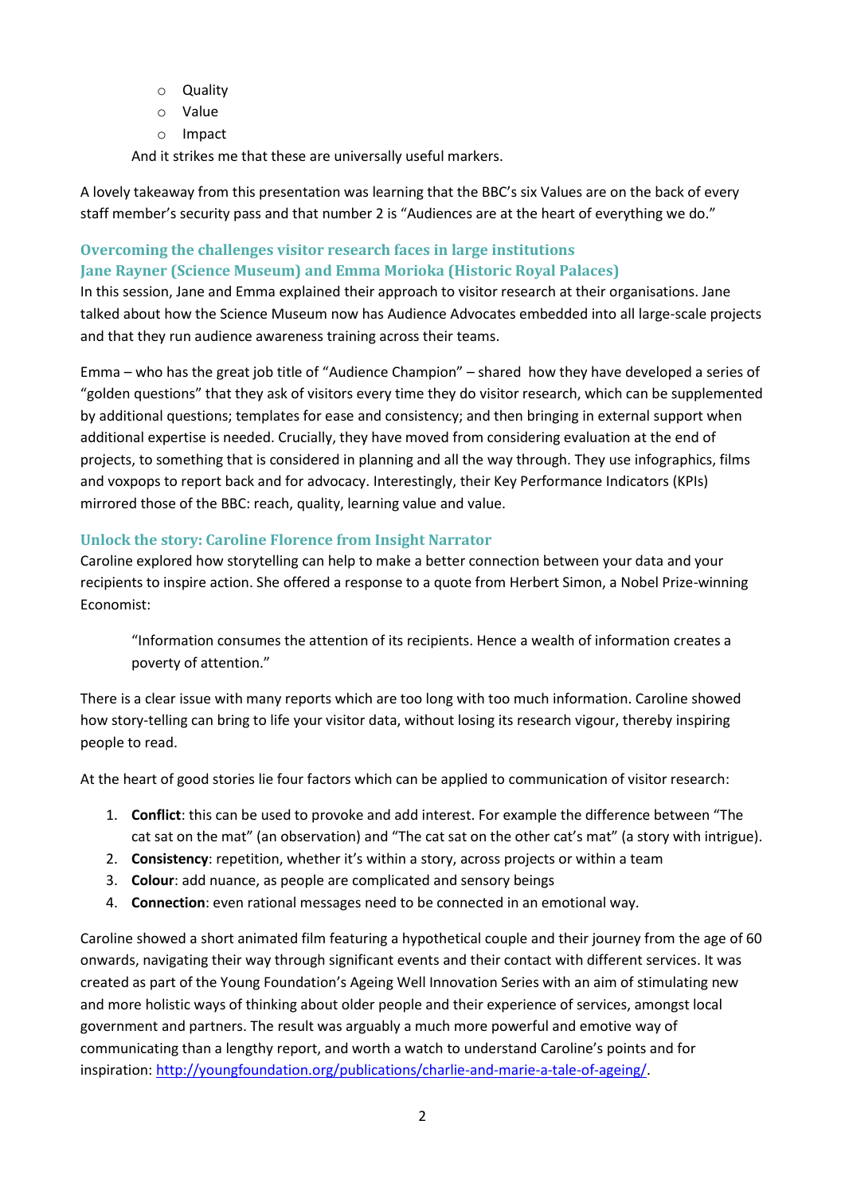- Quality
- Value
- Impact

And it strikes me that these are universally useful markers.

A lovely takeaway from this presentation was learning that the BBC's six Values are on the back of every staff member's security pass and that number 2 is "Audiences are at the heart of everything we do."

### Overcoming the challenges visitor research faces in large institutions
### Jane Rayner (Science Museum) and Emma Morioka (Historic Royal Palaces)

In this session, Jane and Emma explained their approach to visitor research at their organisations. Jane talked about how the Science Museum now has Audience Advocates embedded into all large-scale projects and that they run audience awareness training across their teams.

Emma – who has the great job title of "Audience Champion" – shared how they have developed a series of "golden questions" that they ask of visitors every time they do visitor research, which can be supplemented by additional questions; templates for ease and consistency; and then bringing in external support when additional expertise is needed. Crucially, they have moved from considering evaluation at the end of projects, to something that is considered in planning and all the way through. They use infographics, films and voxpops to report back and for advocacy. Interestingly, their Key Performance Indicators (KPIs) mirrored those of the BBC: reach, quality, learning value and value.

### Unlock the story: Caroline Florence from Insight Narrator

Caroline explored how storytelling can help to make a better connection between your data and your recipients to inspire action. She offered a response to a quote from Herbert Simon, a Nobel Prize-winning Economist:

> "Information consumes the attention of its recipients. Hence a wealth of information creates a poverty of attention."

There is a clear issue with many reports which are too long with too much information. Caroline showed how story-telling can bring to life your visitor data, without losing its research vigour, thereby inspiring people to read.

At the heart of good stories lie four factors which can be applied to communication of visitor research:

1. **Conflict**: this can be used to provoke and add interest. For example the difference between "The cat sat on the mat" (an observation) and "The cat sat on the other cat's mat" (a story with intrigue).
2. **Consistency**: repetition, whether it's within a story, across projects or within a team
3. **Colour**: add nuance, as people are complicated and sensory beings
4. **Connection**: even rational messages need to be connected in an emotional way.

Caroline showed a short animated film featuring a hypothetical couple and their journey from the age of 60 onwards, navigating their way through significant events and their contact with different services. It was created as part of the Young Foundation's Ageing Well Innovation Series with an aim of stimulating new and more holistic ways of thinking about older people and their experience of services, amongst local government and partners. The result was arguably a much more powerful and emotive way of communicating than a lengthy report, and worth a watch to understand Caroline's points and for inspiration: http://youngfoundation.org/publications/charlie-and-marie-a-tale-of-ageing/.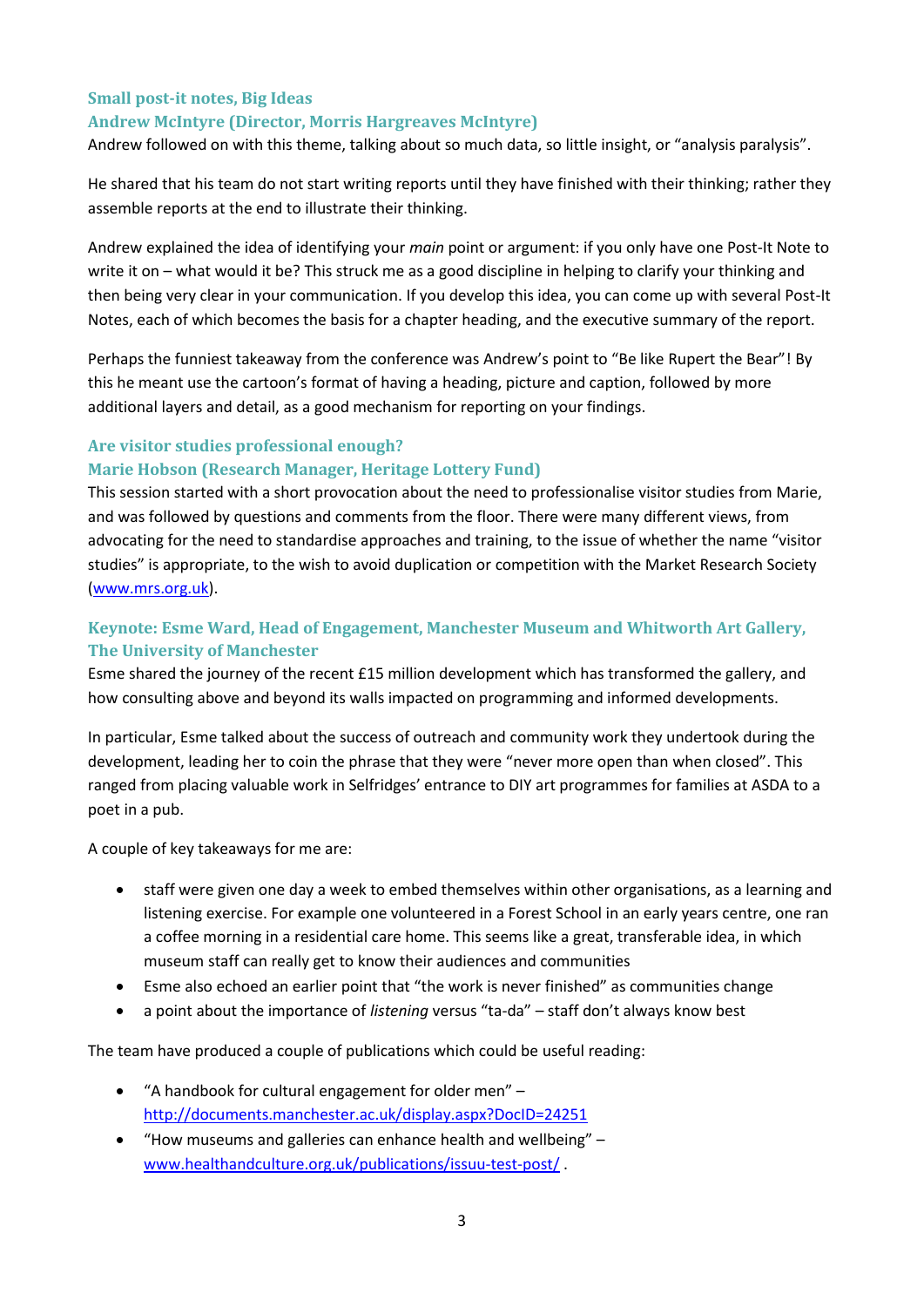### Small post-it notes, Big Ideas

### Andrew McIntyre (Director, Morris Hargreaves McIntyre)

Andrew followed on with this theme, talking about so much data, so little insight, or "analysis paralysis".

He shared that his team do not start writing reports until they have finished with their thinking; rather they assemble reports at the end to illustrate their thinking.

Andrew explained the idea of identifying your *main* point or argument: if you only have one Post-It Note to write it on – what would it be? This struck me as a good discipline in helping to clarify your thinking and then being very clear in your communication. If you develop this idea, you can come up with several Post-It Notes, each of which becomes the basis for a chapter heading, and the executive summary of the report.

Perhaps the funniest takeaway from the conference was Andrew's point to "Be like Rupert the Bear"! By this he meant use the cartoon's format of having a heading, picture and caption, followed by more additional layers and detail, as a good mechanism for reporting on your findings.

### Are visitor studies professional enough?

### Marie Hobson (Research Manager, Heritage Lottery Fund)

This session started with a short provocation about the need to professionalise visitor studies from Marie, and was followed by questions and comments from the floor. There were many different views, from advocating for the need to standardise approaches and training, to the issue of whether the name "visitor studies" is appropriate, to the wish to avoid duplication or competition with the Market Research Society ([www.mrs.org.uk](www.mrs.org.uk)).

### Keynote: Esme Ward, Head of Engagement, Manchester Museum and Whitworth Art Gallery, The University of Manchester

Esme shared the journey of the recent £15 million development which has transformed the gallery, and how consulting above and beyond its walls impacted on programming and informed developments.

In particular, Esme talked about the success of outreach and community work they undertook during the development, leading her to coin the phrase that they were "never more open than when closed". This ranged from placing valuable work in Selfridges' entrance to DIY art programmes for families at ASDA to a poet in a pub.

A couple of key takeaways for me are:

- staff were given one day a week to embed themselves within other organisations, as a learning and listening exercise. For example one volunteered in a Forest School in an early years centre, one ran a coffee morning in a residential care home. This seems like a great, transferable idea, in which museum staff can really get to know their audiences and communities
- Esme also echoed an earlier point that "the work is never finished" as communities change
- a point about the importance of *listening* versus "ta-da" – staff don't always know best

The team have produced a couple of publications which could be useful reading:

- "A handbook for cultural engagement for older men" – [http://documents.manchester.ac.uk/display.aspx?DocID=24251](http://documents.manchester.ac.uk/display.aspx?DocID=24251)
- "How museums and galleries can enhance health and wellbeing" – [www.healthandculture.org.uk/publications/issuu-test-post/](www.healthandculture.org.uk/publications/issuu-test-post/) .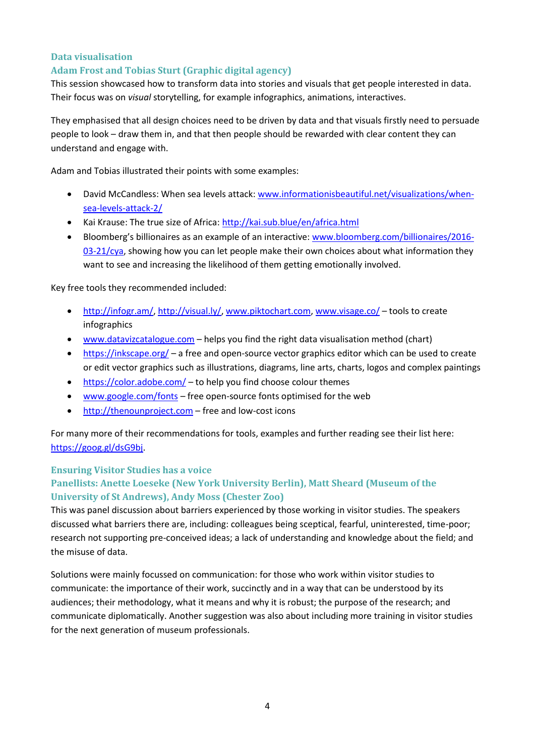### Data visualisation

### Adam Frost and Tobias Sturt (Graphic digital agency)

This session showcased how to transform data into stories and visuals that get people interested in data. Their focus was on *visual* storytelling, for example infographics, animations, interactives.

They emphasised that all design choices need to be driven by data and that visuals firstly need to persuade people to look – draw them in, and that then people should be rewarded with clear content they can understand and engage with.

Adam and Tobias illustrated their points with some examples:

- David McCandless: When sea levels attack: [www.informationisbeautiful.net/visualizations/when-sea-levels-attack-2/](www.informationisbeautiful.net/visualizations/when-sea-levels-attack-2/)
- Kai Krause: The true size of Africa: [http://kai.sub.blue/en/africa.html](http://kai.sub.blue/en/africa.html)
- Bloomberg's billionaires as an example of an interactive: [www.bloomberg.com/billionaires/2016-03-21/cya](www.bloomberg.com/billionaires/2016-03-21/cya), showing how you can let people make their own choices about what information they want to see and increasing the likelihood of them getting emotionally involved.

Key free tools they recommended included:

- [http://infogr.am/](http://infogr.am/), [http://visual.ly/](http://visual.ly/), [www.piktochart.com](www.piktochart.com), [www.visage.co/](www.visage.co/) – tools to create infographics
- [www.datavizcatalogue.com](www.datavizcatalogue.com) – helps you find the right data visualisation method (chart)
- [https://inkscape.org/](https://inkscape.org/) – a free and open-source vector graphics editor which can be used to create or edit vector graphics such as illustrations, diagrams, line arts, charts, logos and complex paintings
- [https://color.adobe.com/](https://color.adobe.com/) – to help you find choose colour themes
- [www.google.com/fonts](www.google.com/fonts) – free open-source fonts optimised for the web
- [http://thenounproject.com](http://thenounproject.com) – free and low-cost icons

For many more of their recommendations for tools, examples and further reading see their list here: [https://goog.gl/dsG9bj](https://goog.gl/dsG9bj).

### Ensuring Visitor Studies has a voice

### Panellists: Anette Loeseke (New York University Berlin), Matt Sheard (Museum of the University of St Andrews), Andy Moss (Chester Zoo)

This was panel discussion about barriers experienced by those working in visitor studies. The speakers discussed what barriers there are, including: colleagues being sceptical, fearful, uninterested, time-poor; research not supporting pre-conceived ideas; a lack of understanding and knowledge about the field; and the misuse of data.

Solutions were mainly focussed on communication: for those who work within visitor studies to communicate: the importance of their work, succinctly and in a way that can be understood by its audiences; their methodology, what it means and why it is robust; the purpose of the research; and communicate diplomatically. Another suggestion was also about including more training in visitor studies for the next generation of museum professionals.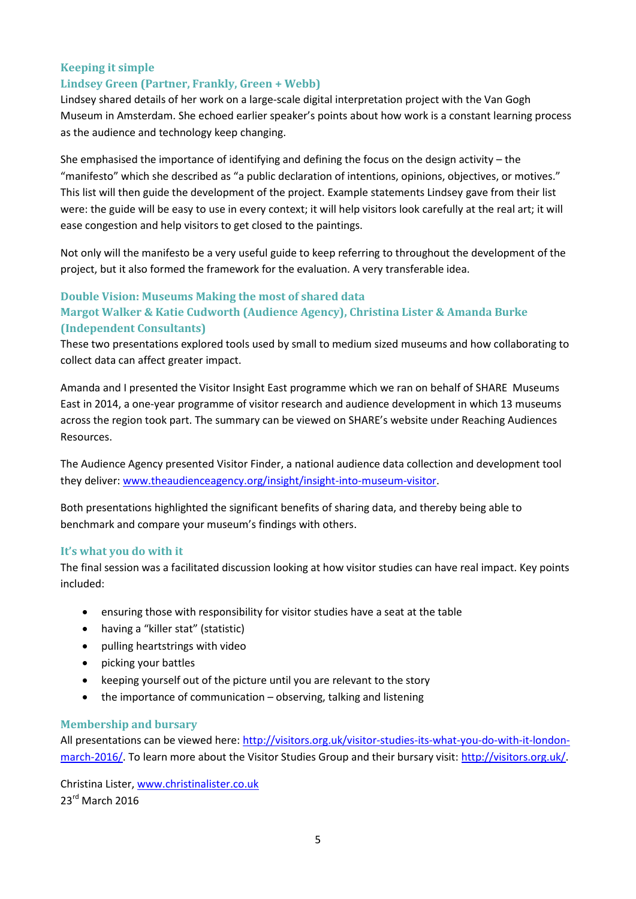### Keeping it simple

### Lindsey Green (Partner, Frankly, Green + Webb)

Lindsey shared details of her work on a large-scale digital interpretation project with the Van Gogh Museum in Amsterdam. She echoed earlier speaker's points about how work is a constant learning process as the audience and technology keep changing.

She emphasised the importance of identifying and defining the focus on the design activity – the "manifesto" which she described as "a public declaration of intentions, opinions, objectives, or motives." This list will then guide the development of the project. Example statements Lindsey gave from their list were: the guide will be easy to use in every context; it will help visitors look carefully at the real art; it will ease congestion and help visitors to get closed to the paintings.

Not only will the manifesto be a very useful guide to keep referring to throughout the development of the project, but it also formed the framework for the evaluation. A very transferable idea.

### Double Vision: Museums Making the most of shared data

### Margot Walker & Katie Cudworth (Audience Agency), Christina Lister & Amanda Burke (Independent Consultants)

These two presentations explored tools used by small to medium sized museums and how collaborating to collect data can affect greater impact.

Amanda and I presented the Visitor Insight East programme which we ran on behalf of SHARE Museums East in 2014, a one-year programme of visitor research and audience development in which 13 museums across the region took part. The summary can be viewed on SHARE's website under Reaching Audiences Resources.

The Audience Agency presented Visitor Finder, a national audience data collection and development tool they deliver: [www.theaudienceagency.org/insight/insight-into-museum-visitor](http://www.theaudienceagency.org/insight/insight-into-museum-visitor).

Both presentations highlighted the significant benefits of sharing data, and thereby being able to benchmark and compare your museum's findings with others.

### It's what you do with it

The final session was a facilitated discussion looking at how visitor studies can have real impact. Key points included:

- ensuring those with responsibility for visitor studies have a seat at the table
- having a "killer stat" (statistic)
- pulling heartstrings with video
- picking your battles
- keeping yourself out of the picture until you are relevant to the story
- the importance of communication – observing, talking and listening

### Membership and bursary

All presentations can be viewed here: [http://visitors.org.uk/visitor-studies-its-what-you-do-with-it-london-march-2016/](http://visitors.org.uk/visitor-studies-its-what-you-do-with-it-london-march-2016/). To learn more about the Visitor Studies Group and their bursary visit: [http://visitors.org.uk/](http://visitors.org.uk/).

Christina Lister, [www.christinalister.co.uk](http://www.christinalister.co.uk)
23rd March 2016